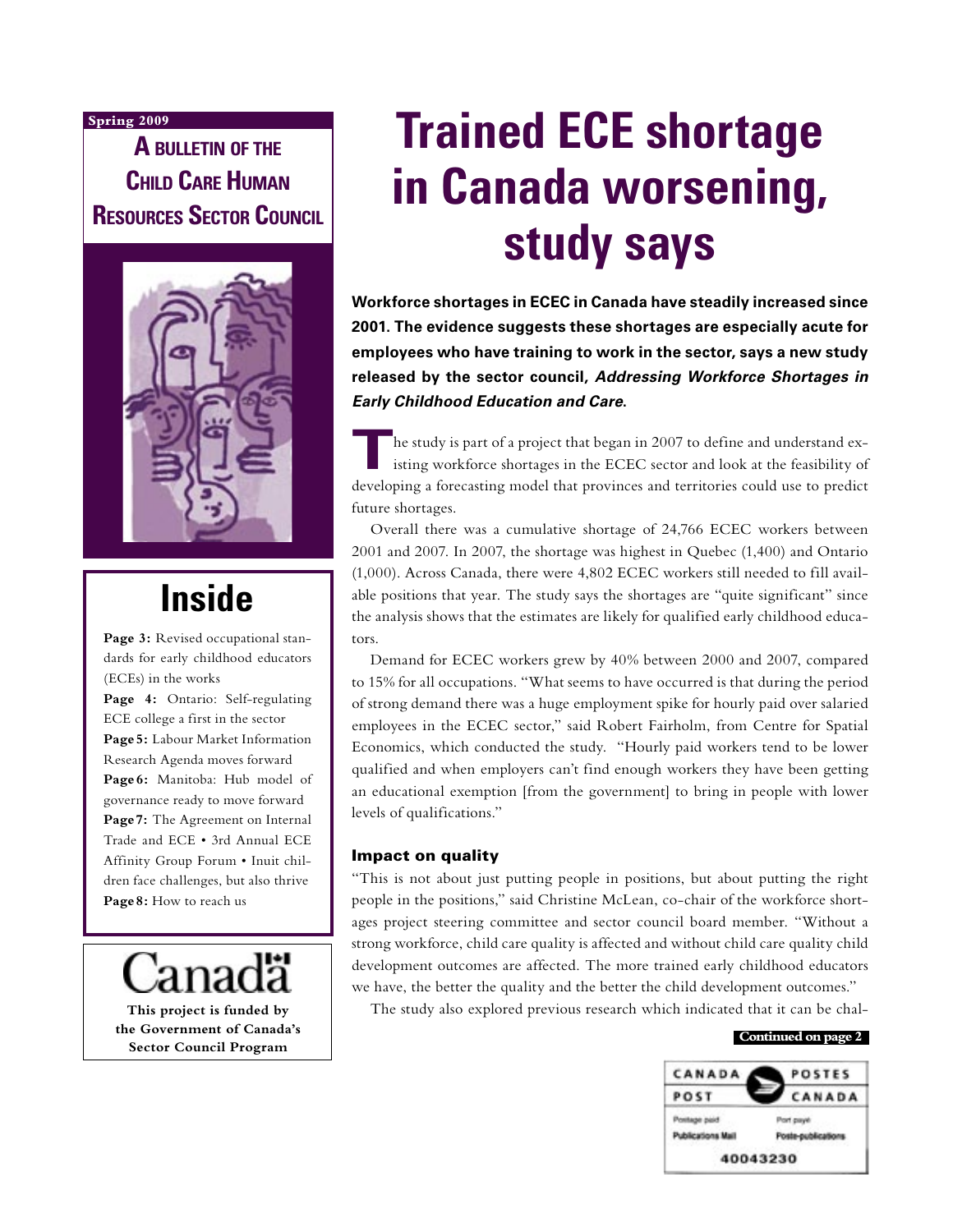Spring 2009

**A BULLETIN OF THE CHILD CARE HUMAN RESOURCES SECTOR COUNCIL**

## Inside

**Page 3:** Revised occupational standards for early childhood educators (ECEs) in the works
**Page 4:** Ontario: Self-regulating ECE college a first in the sector
**Page 5:** Labour Market Information Research Agenda moves forward
**Page 6:** Manitoba: Hub model of governance ready to move forward
**Page 7:** The Agreement on Internal Trade and ECE • 3rd Annual ECE Affinity Group Forum • Inuit children face challenges, but also thrive
**Page 8:** How to reach us

Canada

**This project is funded by the Government of Canada's Sector Council Program**

# Trained ECE shortage in Canada worsening, study says

**Workforce shortages in ECEC in Canada have steadily increased since 2001. The evidence suggests these shortages are especially acute for employees who have training to work in the sector, says a new study released by the sector council, *Addressing Workforce Shortages in Early Childhood Education and Care*.**

The study is part of a project that began in 2007 to define and understand existing workforce shortages in the ECEC sector and look at the feasibility of developing a forecasting model that provinces and territories could use to predict future shortages.

Overall there was a cumulative shortage of 24,766 ECEC workers between 2001 and 2007. In 2007, the shortage was highest in Quebec (1,400) and Ontario (1,000). Across Canada, there were 4,802 ECEC workers still needed to fill available positions that year. The study says the shortages are "quite significant" since the analysis shows that the estimates are likely for qualified early childhood educators.

Demand for ECEC workers grew by 40% between 2000 and 2007, compared to 15% for all occupations. "What seems to have occurred is that during the period of strong demand there was a huge employment spike for hourly paid over salaried employees in the ECEC sector," said Robert Fairholm, from Centre for Spatial Economics, which conducted the study. "Hourly paid workers tend to be lower qualified and when employers can't find enough workers they have been getting an educational exemption [from the government] to bring in people with lower levels of qualifications."

### Impact on quality

"This is not about just putting people in positions, but about putting the right people in the positions," said Christine McLean, co-chair of the workforce shortages project steering committee and sector council board member. "Without a strong workforce, child care quality is affected and without child care quality child development outcomes are affected. The more trained early childhood educators we have, the better the quality and the better the child development outcomes."

The study also explored previous research which indicated that it can be chal-

**Continued on page 2**

CANADA POST / POSTES CANADA
Postage paid / Port payé
Publications Mail / Poste-publications
40043230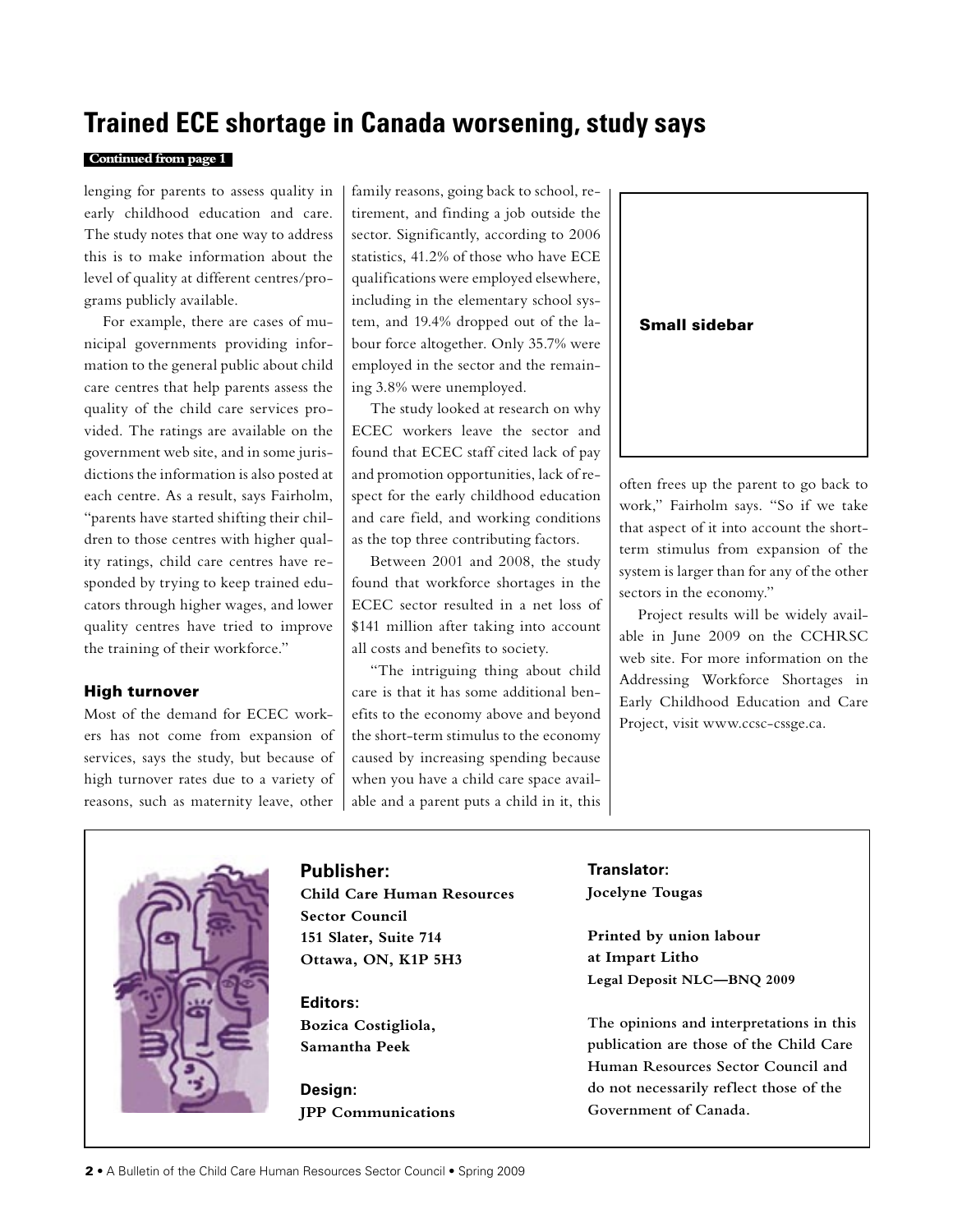# Trained ECE shortage in Canada worsening, study says

**Continued from page 1**

lenging for parents to assess quality in early childhood education and care. The study notes that one way to address this is to make information about the level of quality at different centres/programs publicly available.

For example, there are cases of municipal governments providing information to the general public about child care centres that help parents assess the quality of the child care services provided. The ratings are available on the government web site, and in some jurisdictions the information is also posted at each centre. As a result, says Fairholm, "parents have started shifting their children to those centres with higher quality ratings, child care centres have responded by trying to keep trained educators through higher wages, and lower quality centres have tried to improve the training of their workforce."

### High turnover

Most of the demand for ECEC workers has not come from expansion of services, says the study, but because of high turnover rates due to a variety of reasons, such as maternity leave, other family reasons, going back to school, retirement, and finding a job outside the sector. Significantly, according to 2006 statistics, 41.2% of those who have ECE qualifications were employed elsewhere, including in the elementary school system, and 19.4% dropped out of the labour force altogether. Only 35.7% were employed in the sector and the remaining 3.8% were unemployed.

The study looked at research on why ECEC workers leave the sector and found that ECEC staff cited lack of pay and promotion opportunities, lack of respect for the early childhood education and care field, and working conditions as the top three contributing factors.

Between 2001 and 2008, the study found that workforce shortages in the ECEC sector resulted in a net loss of $141 million after taking into account all costs and benefits to society.

"The intriguing thing about child care is that it has some additional benefits to the economy above and beyond the short-term stimulus to the economy caused by increasing spending because when you have a child care space available and a parent puts a child in it, this often frees up the parent to go back to work," Fairholm says. "So if we take that aspect of it into account the short-term stimulus from expansion of the system is larger than for any of the other sectors in the economy."

Project results will be widely available in June 2009 on the CCHRSC web site. For more information on the Addressing Workforce Shortages in Early Childhood Education and Care Project, visit www.ccsc-cssge.ca.

**Small sidebar**

---

**Publisher:**
**Child Care Human Resources Sector Council**
**151 Slater, Suite 714**
**Ottawa, ON, K1P 5H3**

**Editors:**
**Bozica Costigliola, Samantha Peek**

**Design:**
**JPP Communications**

**Translator:**
**Jocelyne Tougas**

**Printed by union labour at Impart Litho**
**Legal Deposit NLC—BNQ 2009**

**The opinions and interpretations in this publication are those of the Child Care Human Resources Sector Council and do not necessarily reflect those of the Government of Canada.**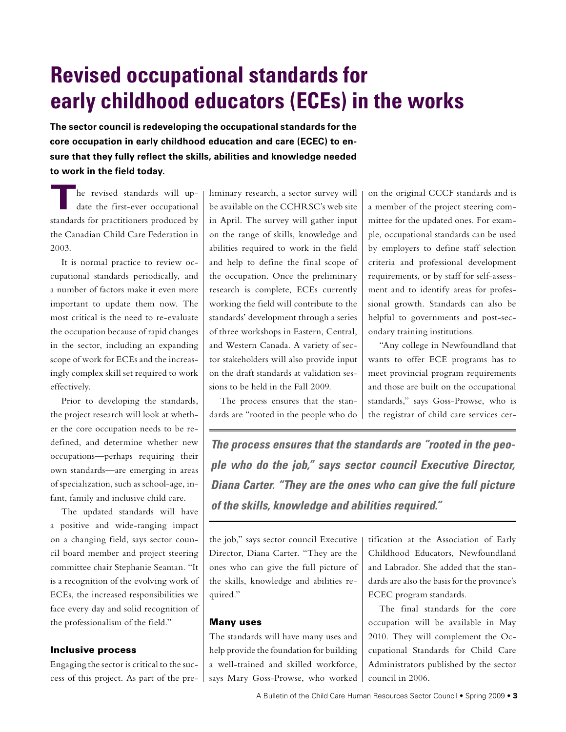# Revised occupational standards for early childhood educators (ECEs) in the works

**The sector council is redeveloping the occupational standards for the core occupation in early childhood education and care (ECEC) to ensure that they fully reflect the skills, abilities and knowledge needed to work in the field today.**

The revised standards will update the first-ever occupational standards for practitioners produced by the Canadian Child Care Federation in 2003.

It is normal practice to review occupational standards periodically, and a number of factors make it even more important to update them now. The most critical is the need to re-evaluate the occupation because of rapid changes in the sector, including an expanding scope of work for ECEs and the increasingly complex skill set required to work effectively.

Prior to developing the standards, the project research will look at whether the core occupation needs to be redefined, and determine whether new occupations—perhaps requiring their own standards—are emerging in areas of specialization, such as school-age, infant, family and inclusive child care.

The updated standards will have a positive and wide-ranging impact on a changing field, says sector council board member and project steering committee chair Stephanie Seaman. "It is a recognition of the evolving work of ECEs, the increased responsibilities we face every day and solid recognition of the professionalism of the field."

### Inclusive process

Engaging the sector is critical to the success of this project. As part of the preliminary research, a sector survey will be available on the CCHRSC's web site in April. The survey will gather input on the range of skills, knowledge and abilities required to work in the field and help to define the final scope of the occupation. Once the preliminary research is complete, ECEs currently working the field will contribute to the standards' development through a series of three workshops in Eastern, Central, and Western Canada. A variety of sector stakeholders will also provide input on the draft standards at validation sessions to be held in the Fall 2009.

The process ensures that the standards are "rooted in the people who do the job," says sector council Executive Director, Diana Carter. "They are the ones who can give the full picture of the skills, knowledge and abilities required."

> ***The process ensures that the standards are "rooted in the people who do the job," says sector council Executive Director, Diana Carter. "They are the ones who can give the full picture of the skills, knowledge and abilities required."***

### Many uses

The standards will have many uses and help provide the foundation for building a well-trained and skilled workforce, says Mary Goss-Prowse, who worked on the original CCCF standards and is a member of the project steering committee for the updated ones. For example, occupational standards can be used by employers to define staff selection criteria and professional development requirements, or by staff for self-assessment and to identify areas for professional growth. Standards can also be helpful to governments and post-secondary training institutions.

"Any college in Newfoundland that wants to offer ECE programs has to meet provincial program requirements and those are built on the occupational standards," says Goss-Prowse, who is the registrar of child care services certification at the Association of Early Childhood Educators, Newfoundland and Labrador. She added that the standards are also the basis for the province's ECEC program standards.

The final standards for the core occupation will be available in May 2010. They will complement the Occupational Standards for Child Care Administrators published by the sector council in 2006.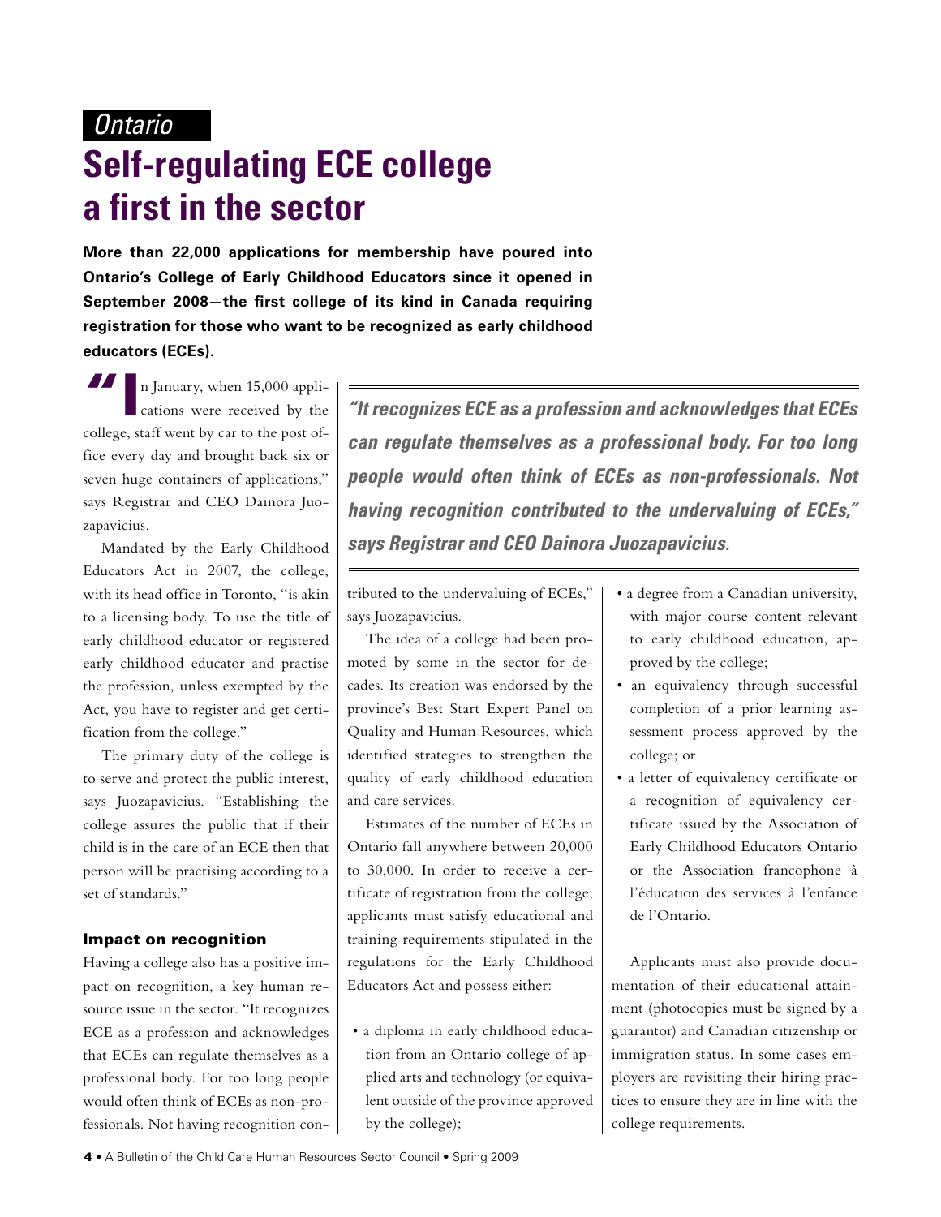*Ontario*

# Self-regulating ECE college a first in the sector

**More than 22,000 applications for membership have poured into Ontario's College of Early Childhood Educators since it opened in September 2008—the first college of its kind in Canada requiring registration for those who want to be recognized as early childhood educators (ECEs).**

"In January, when 15,000 applications were received by the college, staff went by car to the post office every day and brought back six or seven huge containers of applications," says Registrar and CEO Dainora Juozapavicius.

Mandated by the Early Childhood Educators Act in 2007, the college, with its head office in Toronto, "is akin to a licensing body. To use the title of early childhood educator or registered early childhood educator and practise the profession, unless exempted by the Act, you have to register and get certification from the college."

The primary duty of the college is to serve and protect the public interest, says Juozapavicius. "Establishing the college assures the public that if their child is in the care of an ECE then that person will be practising according to a set of standards."

### Impact on recognition

Having a college also has a positive impact on recognition, a key human resource issue in the sector. "It recognizes ECE as a profession and acknowledges that ECEs can regulate themselves as a professional body. For too long people would often think of ECEs as non-professionals. Not having recognition contributed to the undervaluing of ECEs," says Juozapavicius.

> ***"It recognizes ECE as a profession and acknowledges that ECEs can regulate themselves as a professional body. For too long people would often think of ECEs as non-professionals. Not having recognition contributed to the undervaluing of ECEs," says Registrar and CEO Dainora Juozapavicius.***

The idea of a college had been promoted by some in the sector for decades. Its creation was endorsed by the province's Best Start Expert Panel on Quality and Human Resources, which identified strategies to strengthen the quality of early childhood education and care services.

Estimates of the number of ECEs in Ontario fall anywhere between 20,000 to 30,000. In order to receive a certificate of registration from the college, applicants must satisfy educational and training requirements stipulated in the regulations for the Early Childhood Educators Act and possess either:

- a diploma in early childhood education from an Ontario college of applied arts and technology (or equivalent outside of the province approved by the college);
- a degree from a Canadian university, with major course content relevant to early childhood education, approved by the college;
- an equivalency through successful completion of a prior learning assessment process approved by the college; or
- a letter of equivalency certificate or a recognition of equivalency certificate issued by the Association of Early Childhood Educators Ontario or the Association francophone à l'éducation des services à l'enfance de l'Ontario.

Applicants must also provide documentation of their educational attainment (photocopies must be signed by a guarantor) and Canadian citizenship or immigration status. In some cases employers are revisiting their hiring practices to ensure they are in line with the college requirements.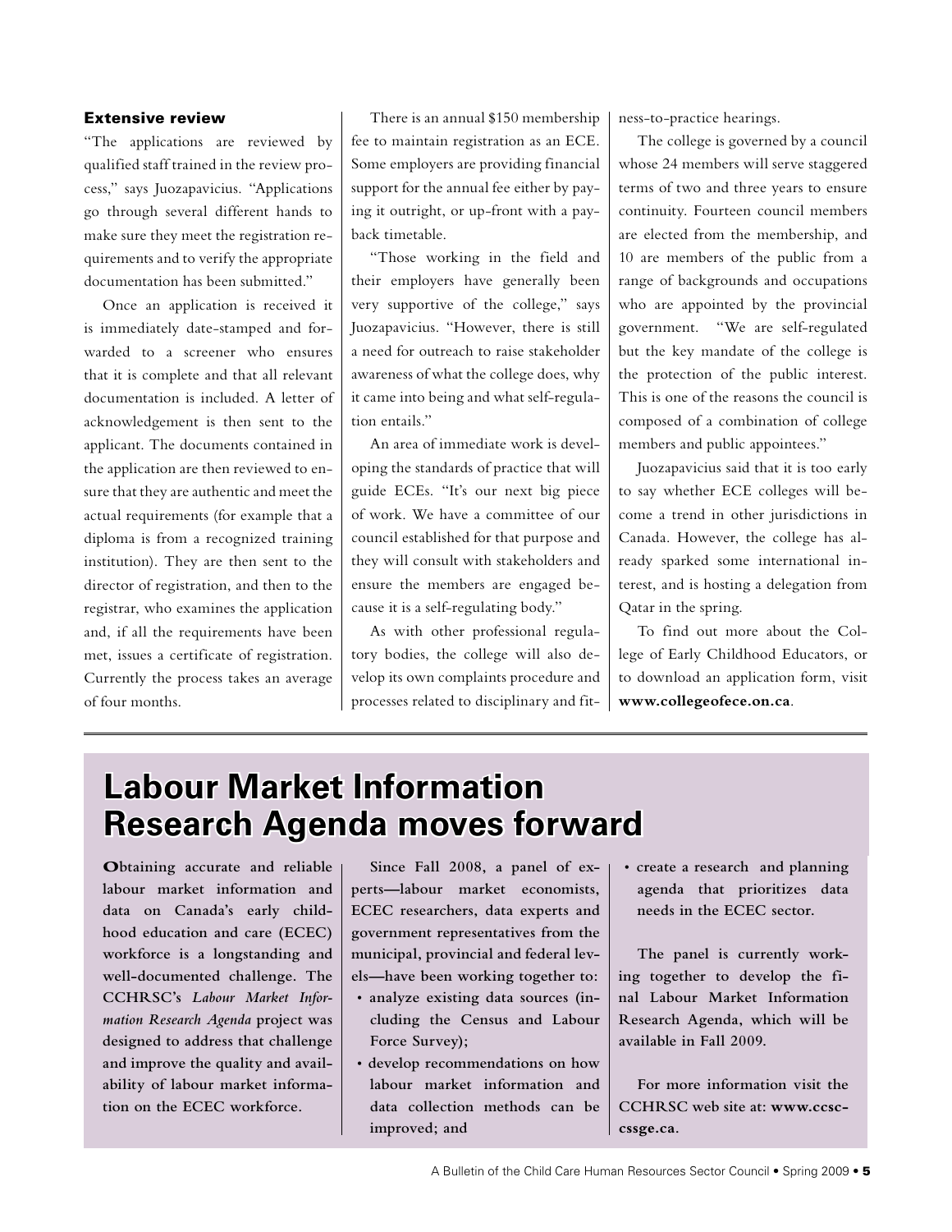### Extensive review

"The applications are reviewed by qualified staff trained in the review process," says Juozapavicius. "Applications go through several different hands to make sure they meet the registration requirements and to verify the appropriate documentation has been submitted."

Once an application is received it is immediately date-stamped and forwarded to a screener who ensures that it is complete and that all relevant documentation is included. A letter of acknowledgement is then sent to the applicant. The documents contained in the application are then reviewed to ensure that they are authentic and meet the actual requirements (for example that a diploma is from a recognized training institution). They are then sent to the director of registration, and then to the registrar, who examines the application and, if all the requirements have been met, issues a certificate of registration. Currently the process takes an average of four months.

There is an annual $150 membership fee to maintain registration as an ECE. Some employers are providing financial support for the annual fee either by paying it outright, or up-front with a payback timetable.

"Those working in the field and their employers have generally been very supportive of the college," says Juozapavicius. "However, there is still a need for outreach to raise stakeholder awareness of what the college does, why it came into being and what self-regulation entails."

An area of immediate work is developing the standards of practice that will guide ECEs. "It's our next big piece of work. We have a committee of our council established for that purpose and they will consult with stakeholders and ensure the members are engaged because it is a self-regulating body."

As with other professional regulatory bodies, the college will also develop its own complaints procedure and processes related to disciplinary and fitness-to-practice hearings.

The college is governed by a council whose 24 members will serve staggered terms of two and three years to ensure continuity. Fourteen council members are elected from the membership, and 10 are members of the public from a range of backgrounds and occupations who are appointed by the provincial government. "We are self-regulated but the key mandate of the college is the protection of the public interest. This is one of the reasons the council is composed of a combination of college members and public appointees."

Juozapavicius said that it is too early to say whether ECE colleges will become a trend in other jurisdictions in Canada. However, the college has already sparked some international interest, and is hosting a delegation from Qatar in the spring.

To find out more about the College of Early Childhood Educators, or to download an application form, visit **www.collegeofece.on.ca**.

# Labour Market Information Research Agenda moves forward

**Obtaining accurate and reliable labour market information and data on Canada's early childhood education and care (ECEC) workforce is a longstanding and well-documented challenge. The CCHRSC's *Labour Market Information Research Agenda* project was designed to address that challenge and improve the quality and availability of labour market information on the ECEC workforce.**

**Since Fall 2008, a panel of experts—labour market economists, ECEC researchers, data experts and government representatives from the municipal, provincial and federal levels—have been working together to:**

- **analyze existing data sources (including the Census and Labour Force Survey);**
- **develop recommendations on how labour market information and data collection methods can be improved; and**
- **create a research and planning agenda that prioritizes data needs in the ECEC sector.**

**The panel is currently working together to develop the final Labour Market Information Research Agenda, which will be available in Fall 2009.**

**For more information visit the CCHRSC web site at: www.ccsc-cssge.ca.**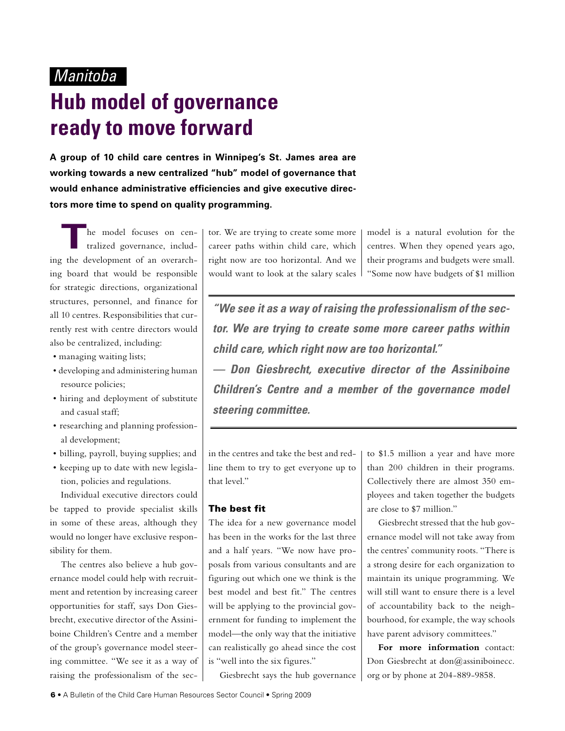*Manitoba*

# Hub model of governance ready to move forward

**A group of 10 child care centres in Winnipeg's St. James area are working towards a new centralized "hub" model of governance that would enhance administrative efficiencies and give executive directors more time to spend on quality programming.**

The model focuses on centralized governance, including the development of an overarching board that would be responsible for strategic directions, organizational structures, personnel, and finance for all 10 centres. Responsibilities that currently rest with centre directors would also be centralized, including:

- managing waiting lists;
- developing and administering human resource policies;
- hiring and deployment of substitute and casual staff;
- researching and planning professional development;
- billing, payroll, buying supplies; and
- keeping up to date with new legislation, policies and regulations.

Individual executive directors could be tapped to provide specialist skills in some of these areas, although they would no longer have exclusive responsibility for them.

The centres also believe a hub governance model could help with recruitment and retention by increasing career opportunities for staff, says Don Giesbrecht, executive director of the Assiniboine Children's Centre and a member of the group's governance model steering committee. "We see it as a way of raising the professionalism of the sector. We are trying to create some more career paths within child care, which right now are too horizontal. And we would want to look at the salary scales in the centres and take the best and red-line them to try to get everyone up to that level."

> ***"We see it as a way of raising the professionalism of the sector. We are trying to create some more career paths within child care, which right now are too horizontal."***
>
> ***— Don Giesbrecht, executive director of the Assiniboine Children's Centre and a member of the governance model steering committee.***

## The best fit

The idea for a new governance model has been in the works for the last three and a half years. "We now have proposals from various consultants and are figuring out which one we think is the best model and best fit." The centres will be applying to the provincial government for funding to implement the model—the only way that the initiative can realistically go ahead since the cost is "well into the six figures."

Giesbrecht says the hub governance model is a natural evolution for the centres. When they opened years ago, their programs and budgets were small. "Some now have budgets of $1 million to $1.5 million a year and have more than 200 children in their programs. Collectively there are almost 350 employees and taken together the budgets are close to $7 million."

Giesbrecht stressed that the hub governance model will not take away from the centres' community roots. "There is a strong desire for each organization to maintain its unique programming. We will still want to ensure there is a level of accountability back to the neighbourhood, for example, the way schools have parent advisory committees."

**For more information** contact: Don Giesbrecht at don@assiniboinecc.org or by phone at 204-889-9858.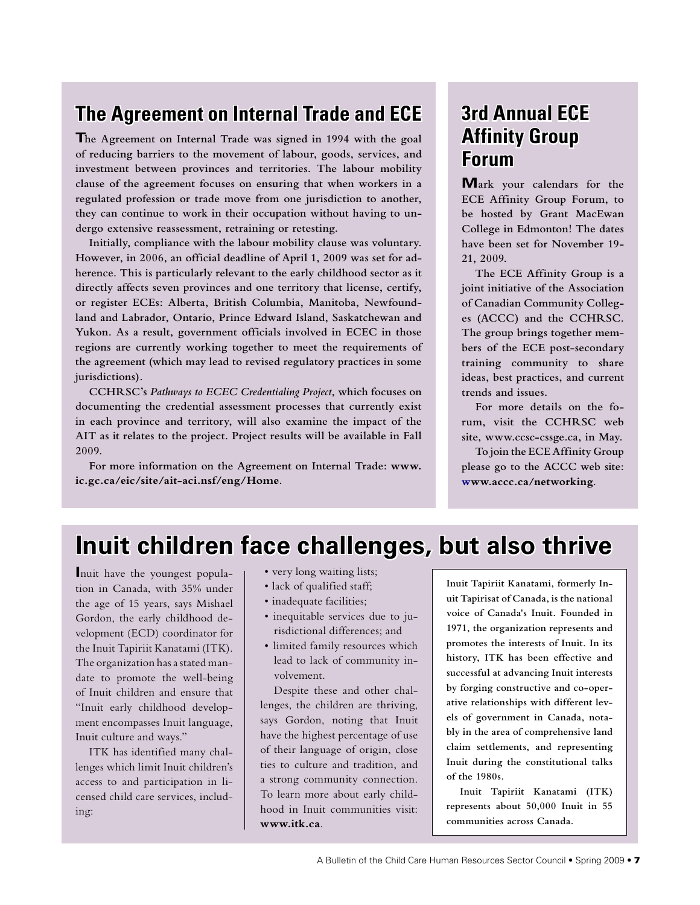## The Agreement on Internal Trade and ECE

**The Agreement on Internal Trade was signed in 1994 with the goal of reducing barriers to the movement of labour, goods, services, and investment between provinces and territories. The labour mobility clause of the agreement focuses on ensuring that when workers in a regulated profession or trade move from one jurisdiction to another, they can continue to work in their occupation without having to undergo extensive reassessment, retraining or retesting.**

**Initially, compliance with the labour mobility clause was voluntary. However, in 2006, an official deadline of April 1, 2009 was set for adherence. This is particularly relevant to the early childhood sector as it directly affects seven provinces and one territory that license, certify, or register ECEs: Alberta, British Columbia, Manitoba, Newfoundland and Labrador, Ontario, Prince Edward Island, Saskatchewan and Yukon. As a result, government officials involved in ECEC in those regions are currently working together to meet the requirements of the agreement (which may lead to revised regulatory practices in some jurisdictions).**

**CCHRSC's *Pathways to ECEC Credentialing Project*, which focuses on documenting the credential assessment processes that currently exist in each province and territory, will also examine the impact of the AIT as it relates to the project. Project results will be available in Fall 2009.**

**For more information on the Agreement on Internal Trade: www.ic.gc.ca/eic/site/ait-aci.nsf/eng/Home.**

## 3rd Annual ECE Affinity Group Forum

**Mark your calendars for the ECE Affinity Group Forum, to be hosted by Grant MacEwan College in Edmonton! The dates have been set for November 19-21, 2009.**

**The ECE Affinity Group is a joint initiative of the Association of Canadian Community Colleges (ACCC) and the CCHRSC. The group brings together members of the ECE post-secondary training community to share ideas, best practices, and current trends and issues.**

**For more details on the forum, visit the CCHRSC web site, www.ccsc-cssge.ca, in May.**

**To join the ECE Affinity Group please go to the ACCC web site: www.accc.ca/networking.**

# Inuit children face challenges, but also thrive

Inuit have the youngest population in Canada, with 35% under the age of 15 years, says Mishael Gordon, the early childhood development (ECD) coordinator for the Inuit Tapiriit Kanatami (ITK). The organization has a stated mandate to promote the well-being of Inuit children and ensure that "Inuit early childhood development encompasses Inuit language, Inuit culture and ways."

ITK has identified many challenges which limit Inuit children's access to and participation in licensed child care services, including:

- very long waiting lists;
- lack of qualified staff;
- inadequate facilities;
- inequitable services due to jurisdictional differences; and
- limited family resources which lead to lack of community involvement.

Despite these and other challenges, the children are thriving, says Gordon, noting that Inuit have the highest percentage of use of their language of origin, close ties to culture and tradition, and a strong community connection. To learn more about early childhood in Inuit communities visit: **www.itk.ca**.

**Inuit Tapiriit Kanatami, formerly Inuit Tapirisat of Canada, is the national voice of Canada's Inuit. Founded in 1971, the organization represents and promotes the interests of Inuit. In its history, ITK has been effective and successful at advancing Inuit interests by forging constructive and co-operative relationships with different levels of government in Canada, notably in the area of comprehensive land claim settlements, and representing Inuit during the constitutional talks of the 1980s.**

**Inuit Tapiriit Kanatami (ITK) represents about 50,000 Inuit in 55 communities across Canada.**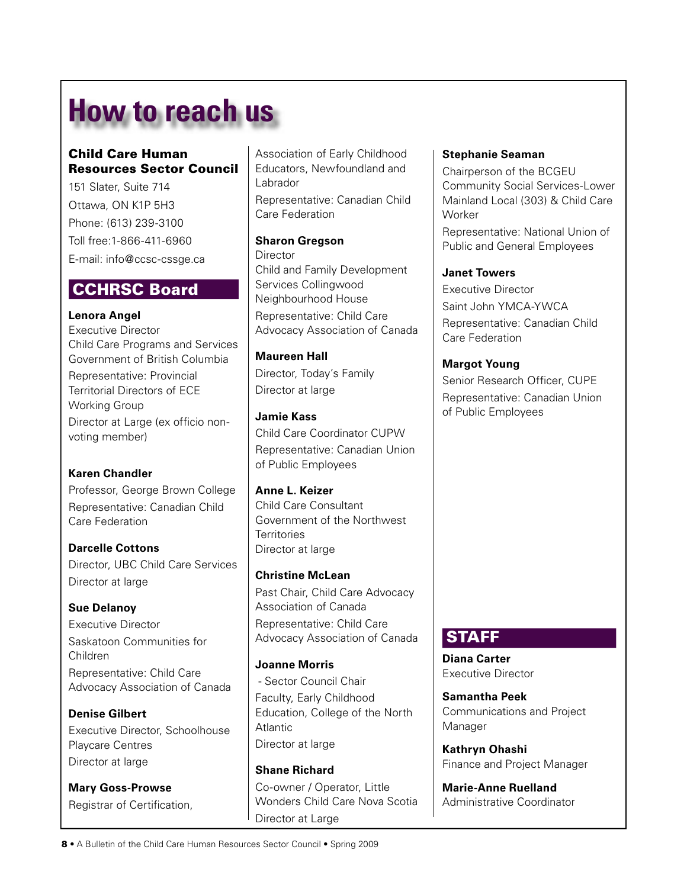# How to reach us

**Child Care Human Resources Sector Council**

151 Slater, Suite 714

Ottawa, ON K1P 5H3

Phone: (613) 239-3100

Toll free:1-866-411-6960

E-mail: info@ccsc-cssge.ca

## CCHRSC Board

**Lenora Angel**
Executive Director
Child Care Programs and Services
Government of British Columbia
Representative: Provincial Territorial Directors of ECE Working Group
Director at Large (ex officio non-voting member)

**Karen Chandler**
Professor, George Brown College
Representative: Canadian Child Care Federation

**Darcelle Cottons**
Director, UBC Child Care Services
Director at large

**Sue Delanoy**
Executive Director
Saskatoon Communities for Children
Representative: Child Care Advocacy Association of Canada

**Denise Gilbert**
Executive Director, Schoolhouse Playcare Centres
Director at large

**Mary Goss-Prowse**
Registrar of Certification, Association of Early Childhood Educators, Newfoundland and Labrador
Representative: Canadian Child Care Federation

**Sharon Gregson**
Director
Child and Family Development Services Collingwood Neighbourhood House
Representative: Child Care Advocacy Association of Canada

**Maureen Hall**
Director, Today's Family
Director at large

**Jamie Kass**
Child Care Coordinator CUPW
Representative: Canadian Union of Public Employees

**Anne L. Keizer**
Child Care Consultant
Government of the Northwest Territories
Director at large

**Christine McLean**
Past Chair, Child Care Advocacy Association of Canada
Representative: Child Care Advocacy Association of Canada

**Joanne Morris**
\- Sector Council Chair
Faculty, Early Childhood Education, College of the North Atlantic
Director at large

**Shane Richard**
Co-owner / Operator, Little Wonders Child Care Nova Scotia
Director at Large

**Stephanie Seaman**
Chairperson of the BCGEU Community Social Services-Lower Mainland Local (303) & Child Care Worker
Representative: National Union of Public and General Employees

**Janet Towers**
Executive Director
Saint John YMCA-YWCA
Representative: Canadian Child Care Federation

**Margot Young**
Senior Research Officer, CUPE
Representative: Canadian Union of Public Employees

## STAFF

**Diana Carter**
Executive Director

**Samantha Peek**
Communications and Project Manager

**Kathryn Ohashi**
Finance and Project Manager

**Marie-Anne Ruelland**
Administrative Coordinator